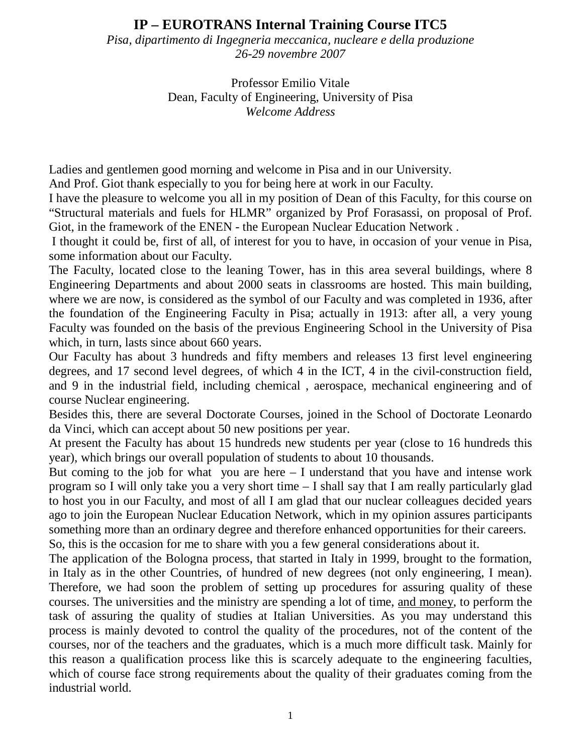# IP – EUROTRANS Internal Training Course ITC5

*Pisa, dipartimento di Ingegneria meccanica, nucleare e della produzione*
*26-29 novembre 2007*

Professor Emilio Vitale
Dean, Faculty of Engineering, University of Pisa
*Welcome Address*

Ladies and gentlemen good morning and welcome in Pisa and in our University.
And Prof. Giot thank especially to you for being here at work in our Faculty.
I have the pleasure to welcome you all in my position of Dean of this Faculty, for this course on "Structural materials and fuels for HLMR" organized by Prof Forasassi, on proposal of Prof. Giot, in the framework of the ENEN - the European Nuclear Education Network .
I thought it could be, first of all, of interest for you to have, in occasion of your venue in Pisa, some information about our Faculty.
The Faculty, located close to the leaning Tower, has in this area several buildings, where 8 Engineering Departments and about 2000 seats in classrooms are hosted. This main building, where we are now, is considered as the symbol of our Faculty and was completed in 1936, after the foundation of the Engineering Faculty in Pisa; actually in 1913: after all, a very young Faculty was founded on the basis of the previous Engineering School in the University of Pisa which, in turn, lasts since about 660 years.
Our Faculty has about 3 hundreds and fifty members and releases 13 first level engineering degrees, and 17 second level degrees, of which 4 in the ICT, 4 in the civil-construction field, and 9 in the industrial field, including chemical , aerospace, mechanical engineering and of course Nuclear engineering.
Besides this, there are several Doctorate Courses, joined in the School of Doctorate Leonardo da Vinci, which can accept about 50 new positions per year.
At present the Faculty has about 15 hundreds new students per year (close to 16 hundreds this year), which brings our overall population of students to about 10 thousands.
But coming to the job for what you are here – I understand that you have and intense work program so I will only take you a very short time – I shall say that I am really particularly glad to host you in our Faculty, and most of all I am glad that our nuclear colleagues decided years ago to join the European Nuclear Education Network, which in my opinion assures participants something more than an ordinary degree and therefore enhanced opportunities for their careers.
So, this is the occasion for me to share with you a few general considerations about it.
The application of the Bologna process, that started in Italy in 1999, brought to the formation, in Italy as in the other Countries, of hundred of new degrees (not only engineering, I mean). Therefore, we had soon the problem of setting up procedures for assuring quality of these courses. The universities and the ministry are spending a lot of time, <u>and money</u>, to perform the task of assuring the quality of studies at Italian Universities. As you may understand this process is mainly devoted to control the quality of the procedures, not of the content of the courses, nor of the teachers and the graduates, which is a much more difficult task. Mainly for this reason a qualification process like this is scarcely adequate to the engineering faculties, which of course face strong requirements about the quality of their graduates coming from the industrial world.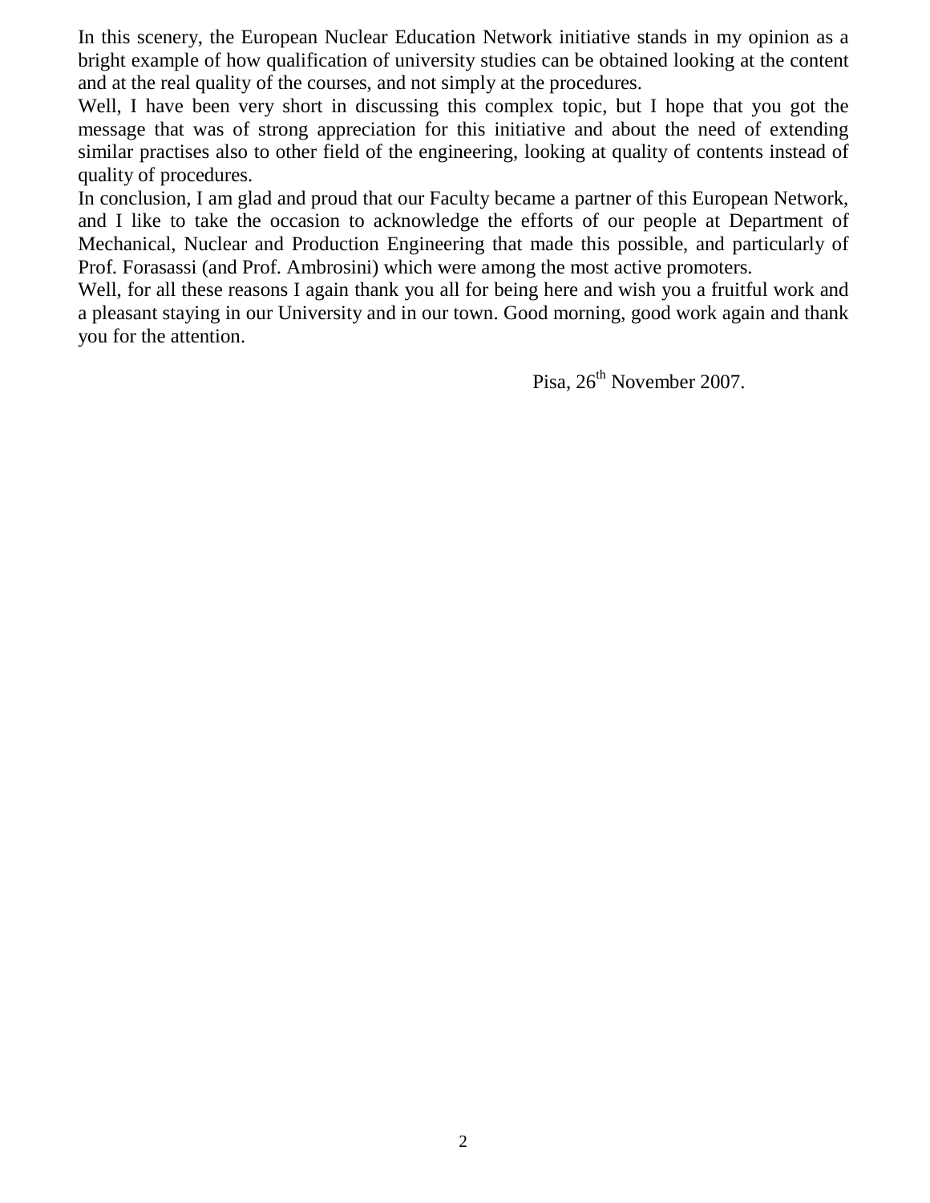In this scenery, the European Nuclear Education Network initiative stands in my opinion as a bright example of how qualification of university studies can be obtained looking at the content and at the real quality of the courses, and not simply at the procedures.

Well, I have been very short in discussing this complex topic, but I hope that you got the message that was of strong appreciation for this initiative and about the need of extending similar practises also to other field of the engineering, looking at quality of contents instead of quality of procedures.

In conclusion, I am glad and proud that our Faculty became a partner of this European Network, and I like to take the occasion to acknowledge the efforts of our people at Department of Mechanical, Nuclear and Production Engineering that made this possible, and particularly of Prof. Forasassi (and Prof. Ambrosini) which were among the most active promoters.

Well, for all these reasons I again thank you all for being here and wish you a fruitful work and a pleasant staying in our University and in our town. Good morning, good work again and thank you for the attention.

Pisa, 26th November 2007.